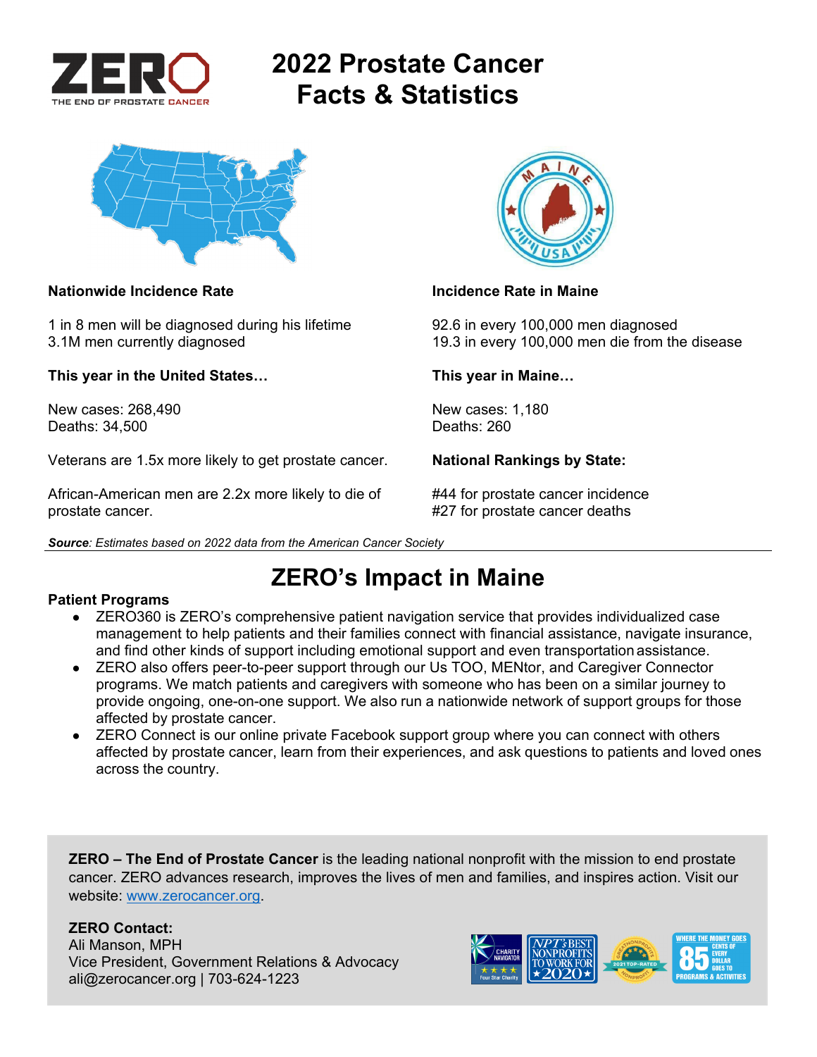# 2022 Prostate Cancer Facts & Statistics

**Nationwide Incidence Rate**

1 in 8 men will be diagnosed during his lifetime
3.1M men currently diagnosed

**This year in the United States…**

New cases: 268,490
Deaths: 34,500

Veterans are 1.5x more likely to get prostate cancer.

African-American men are 2.2x more likely to die of prostate cancer.

**Incidence Rate in Maine**

92.6 in every 100,000 men diagnosed
19.3 in every 100,000 men die from the disease

**This year in Maine…**

New cases: 1,180
Deaths: 260

**National Rankings by State:**

#44 for prostate cancer incidence
#27 for prostate cancer deaths

***Source**: Estimates based on 2022 data from the American Cancer Society*

## ZERO's Impact in Maine

**Patient Programs**

- ZERO360 is ZERO's comprehensive patient navigation service that provides individualized case management to help patients and their families connect with financial assistance, navigate insurance, and find other kinds of support including emotional support and even transportation assistance.
- ZERO also offers peer-to-peer support through our Us TOO, MENtor, and Caregiver Connector programs. We match patients and caregivers with someone who has been on a similar journey to provide ongoing, one-on-one support. We also run a nationwide network of support groups for those affected by prostate cancer.
- ZERO Connect is our online private Facebook support group where you can connect with others affected by prostate cancer, learn from their experiences, and ask questions to patients and loved ones across the country.

**ZERO – The End of Prostate Cancer** is the leading national nonprofit with the mission to end prostate cancer. ZERO advances research, improves the lives of men and families, and inspires action. Visit our website: www.zerocancer.org.

**ZERO Contact:**
Ali Manson, MPH
Vice President, Government Relations & Advocacy
ali@zerocancer.org | 703-624-1223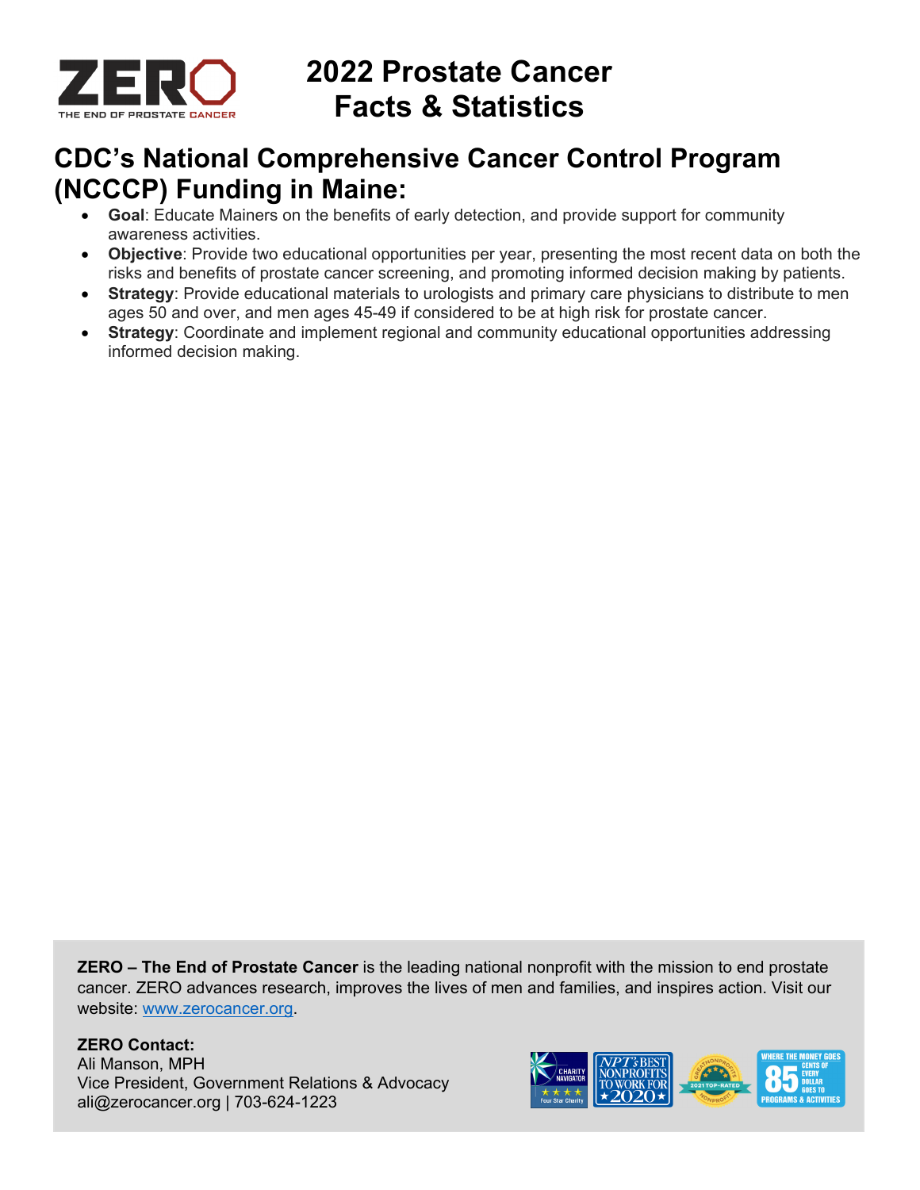# 2022 Prostate Cancer Facts & Statistics

## CDC's National Comprehensive Cancer Control Program (NCCCP) Funding in Maine:

- **Goal**: Educate Mainers on the benefits of early detection, and provide support for community awareness activities.
- **Objective**: Provide two educational opportunities per year, presenting the most recent data on both the risks and benefits of prostate cancer screening, and promoting informed decision making by patients.
- **Strategy**: Provide educational materials to urologists and primary care physicians to distribute to men ages 50 and over, and men ages 45-49 if considered to be at high risk for prostate cancer.
- **Strategy**: Coordinate and implement regional and community educational opportunities addressing informed decision making.

**ZERO – The End of Prostate Cancer** is the leading national nonprofit with the mission to end prostate cancer. ZERO advances research, improves the lives of men and families, and inspires action. Visit our website: www.zerocancer.org.

**ZERO Contact:**
Ali Manson, MPH
Vice President, Government Relations & Advocacy
ali@zerocancer.org | 703-624-1223